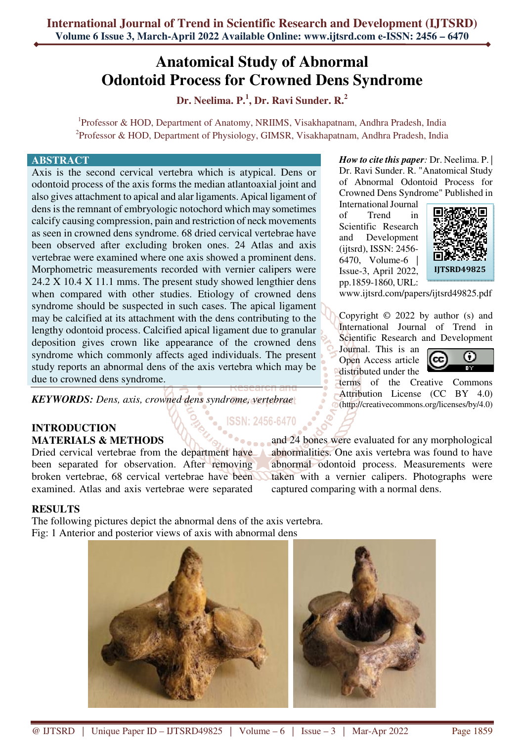# Anatomical Study of Abnormal Odontoid Process for Crowned Dens Syndrome

**Dr. Neelima. P.[1], Dr. Ravi Sunder. R.[2]**

[1]Professor & HOD, Department of Anatomy, NRIIMS, Visakhapatnam, Andhra Pradesh, India

[2]Professor & HOD, Department of Physiology, GIMSR, Visakhapatnam, Andhra Pradesh, India

## ABSTRACT

Axis is the second cervical vertebra which is atypical. Dens or odontoid process of the axis forms the median atlantoaxial joint and also gives attachment to apical and alar ligaments. Apical ligament of dens is the remnant of embryologic notochord which may sometimes calcify causing compression, pain and restriction of neck movements as seen in crowned dens syndrome. 68 dried cervical vertebrae have been observed after excluding broken ones. 24 Atlas and axis vertebrae were examined where one axis showed a prominent dens. Morphometric measurements recorded with vernier calipers were 24.2 X 10.4 X 11.1 mms. The present study showed lengthier dens when compared with other studies. Etiology of crowned dens syndrome should be suspected in such cases. The apical ligament may be calcified at its attachment with the dens contributing to the lengthy odontoid process. Calcified apical ligament due to granular deposition gives crown like appearance of the crowned dens syndrome which commonly affects aged individuals. The present study reports an abnormal dens of the axis vertebra which may be due to crowned dens syndrome.

***KEYWORDS:*** *Dens, axis, crowned dens syndrome, vertebrae*

***How to cite this paper:*** Dr. Neelima. P. | Dr. Ravi Sunder. R. "Anatomical Study of Abnormal Odontoid Process for Crowned Dens Syndrome" Published in International Journal of Trend in Scientific Research and Development (ijtsrd), ISSN: 2456-6470, Volume-6 | Issue-3, April 2022, pp.1859-1860, URL: www.ijtsrd.com/papers/ijtsrd49825.pdf

IJTSRD49825

Copyright © 2022 by author (s) and International Journal of Trend in Scientific Research and Development Journal. This is an Open Access article distributed under the terms of the Creative Commons Attribution License (CC BY 4.0) (http://creativecommons.org/licenses/by/4.0)

## INTRODUCTION

## MATERIALS & METHODS

Dried cervical vertebrae from the department have been separated for observation. After removing broken vertebrae, 68 cervical vertebrae have been examined. Atlas and axis vertebrae were separated and 24 bones were evaluated for any morphological abnormalities. One axis vertebra was found to have abnormal odontoid process. Measurements were taken with a vernier calipers. Photographs were captured comparing with a normal dens.

## RESULTS

The following pictures depict the abnormal dens of the axis vertebra.

Fig: 1 Anterior and posterior views of axis with abnormal dens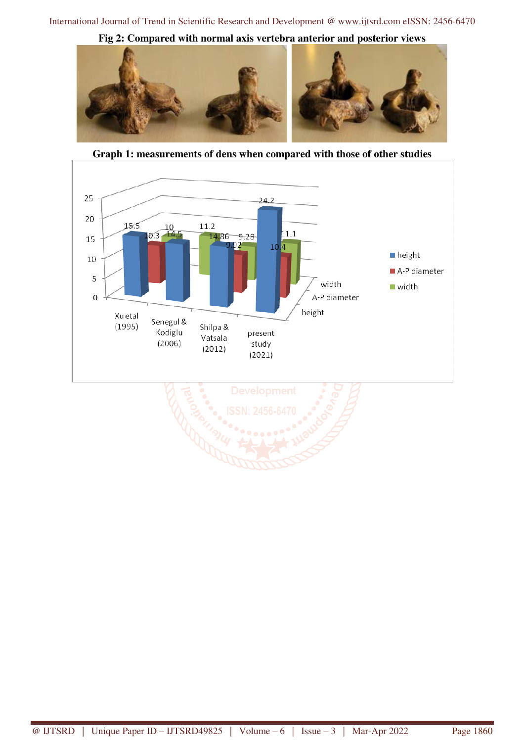**Fig 2: Compared with normal axis vertebra anterior and posterior views**

**Graph 1: measurements of dens when compared with those of other studies**

25
20
15
10
5
0

15.5
10.3
10
14.5
11.2
14.86
9.28
9.92
24.2
11.1
10.4

Xu etal (1995)
Senegul & Kodiglu (2006)
Shilpa & Vatsala (2012)
present study (2021)

width
A-P diameter
height

height
A-P diameter
width